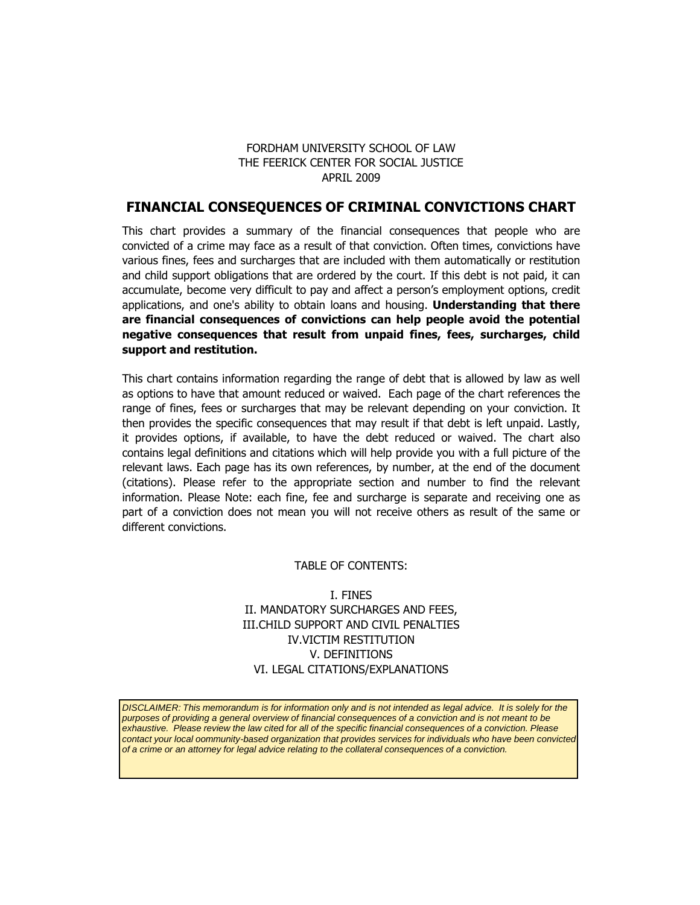FORDHAM UNIVERSITY SCHOOL OF LAW
THE FEERICK CENTER FOR SOCIAL JUSTICE
APRIL 2009

# FINANCIAL CONSEQUENCES OF CRIMINAL CONVICTIONS CHART

This chart provides a summary of the financial consequences that people who are convicted of a crime may face as a result of that conviction. Often times, convictions have various fines, fees and surcharges that are included with them automatically or restitution and child support obligations that are ordered by the court. If this debt is not paid, it can accumulate, become very difficult to pay and affect a person's employment options, credit applications, and one's ability to obtain loans and housing. **Understanding that there are financial consequences of convictions can help people avoid the potential negative consequences that result from unpaid fines, fees, surcharges, child support and restitution.**

This chart contains information regarding the range of debt that is allowed by law as well as options to have that amount reduced or waived. Each page of the chart references the range of fines, fees or surcharges that may be relevant depending on your conviction. It then provides the specific consequences that may result if that debt is left unpaid. Lastly, it provides options, if available, to have the debt reduced or waived. The chart also contains legal definitions and citations which will help provide you with a full picture of the relevant laws. Each page has its own references, by number, at the end of the document (citations). Please refer to the appropriate section and number to find the relevant information. Please Note: each fine, fee and surcharge is separate and receiving one as part of a conviction does not mean you will not receive others as result of the same or different convictions.

TABLE OF CONTENTS:

I. FINES
II. MANDATORY SURCHARGES AND FEES,
III.CHILD SUPPORT AND CIVIL PENALTIES
IV.VICTIM RESTITUTION
V. DEFINITIONS
VI. LEGAL CITATIONS/EXPLANATIONS

*DISCLAIMER: This memorandum is for information only and is not intended as legal advice. It is solely for the purposes of providing a general overview of financial consequences of a conviction and is not meant to be exhaustive. Please review the law cited for all of the specific financial consequences of a conviction. Please contact your local oommunity-based organization that provides services for individuals who have been convicted of a crime or an attorney for legal advice relating to the collateral consequences of a conviction.*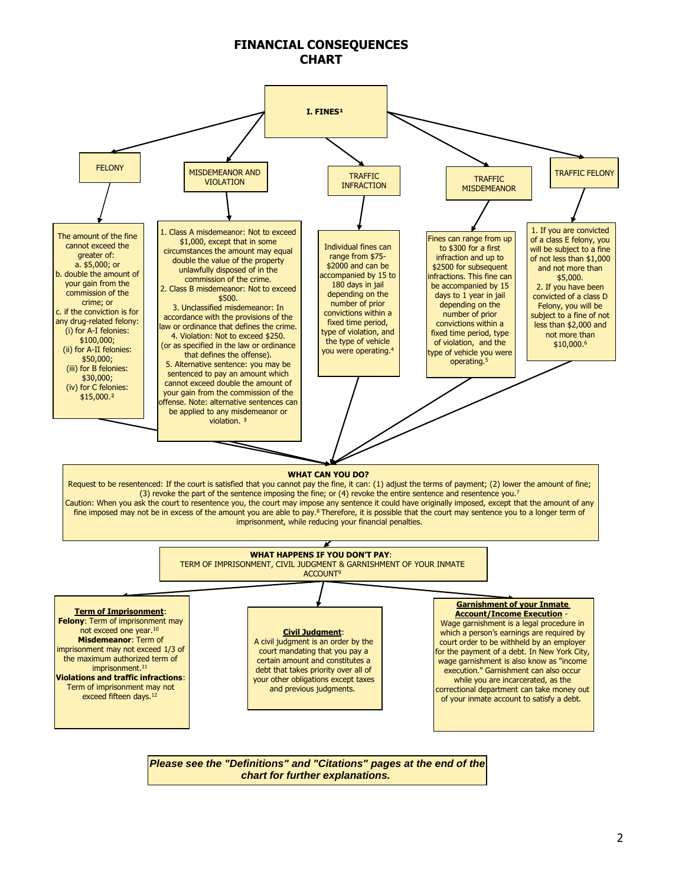# FINANCIAL CONSEQUENCES CHART

## I. FINES[1]

### FELONY

The amount of the fine cannot exceed the greater of:

a. $5,000; or

b. double the amount of your gain from the commission of the crime; or

c. if the conviction is for any drug-related felony:

(i) for A-I felonies: $100,000;

(ii) for A-II felonies: $50,000;

(iii) for B felonies: $30,000;

(iv) for C felonies: $15,000.[2]

### MISDEMEANOR AND VIOLATION

1. Class A misdemeanor: Not to exceed $1,000, except that in some circumstances the amount may equal double the value of the property unlawfully disposed of in the commission of the crime.
2. Class B misdemeanor: Not to exceed $500.
3. Unclassified misdemeanor: In accordance with the provisions of the law or ordinance that defines the crime.
4. Violation: Not to exceed $250. (or as specified in the law or ordinance that defines the offense).
5. Alternative sentence: you may be sentenced to pay an amount which cannot exceed double the amount of your gain from the commission of the offense. Note: alternative sentences can be applied to any misdemeanor or violation. [3]

### TRAFFIC INFRACTION

Individual fines can range from $75-$2000 and can be accompanied by 15 to 180 days in jail depending on the number of prior convictions within a fixed time period, type of violation, and the type of vehicle you were operating.[4]

### TRAFFIC MISDEMEANOR

Fines can range from up to $300 for a first infraction and up to $2500 for subsequent infractions. This fine can be accompanied by 15 days to 1 year in jail depending on the number of prior convictions within a fixed time period, type of violation, and the type of vehicle you were operating.[5]

### TRAFFIC FELONY

1. If you are convicted of a class E felony, you will be subject to a fine of not less than $1,000 and not more than $5,000.
2. If you have been convicted of a class D Felony, you will be subject to a fine of not less than $2,000 and not more than $10,000.[6]

## WHAT CAN YOU DO?

Request to be resentenced: If the court is satisfied that you cannot pay the fine, it can: (1) adjust the terms of payment; (2) lower the amount of fine; (3) revoke the part of the sentence imposing the fine; or (4) revoke the entire sentence and resentence you.[7]

Caution: When you ask the court to resentence you, the court may impose any sentence it could have originally imposed, except that the amount of any fine imposed may not be in excess of the amount you are able to pay.[8] Therefore, it is possible that the court may sentence you to a longer term of imprisonment, while reducing your financial penalties.

## WHAT HAPPENS IF YOU DON'T PAY:

TERM OF IMPRISONMENT, CIVIL JUDGMENT & GARNISHMENT OF YOUR INMATE ACCOUNT[9]

### Term of Imprisonment:

**Felony**: Term of imprisonment may not exceed one year.[10]

**Misdemeanor**: Term of imprisonment may not exceed 1/3 of the maximum authorized term of imprisonment.[11]

**Violations and traffic infractions**: Term of imprisonment may not exceed fifteen days.[12]

### Civil Judgment:

A civil judgment is an order by the court mandating that you pay a certain amount and constitutes a debt that takes priority over all of your other obligations except taxes and previous judgments.

### Garnishment of your Inmate Account/Income Execution -

Wage garnishment is a legal procedure in which a person's earnings are required by court order to be withheld by an employer for the payment of a debt. In New York City, wage garnishment is also know as "income execution." Garnishment can also occur while you are incarcerated, as the correctional department can take money out of your inmate account to satisfy a debt.

***Please see the "Definitions" and "Citations" pages at the end of the chart for further explanations.***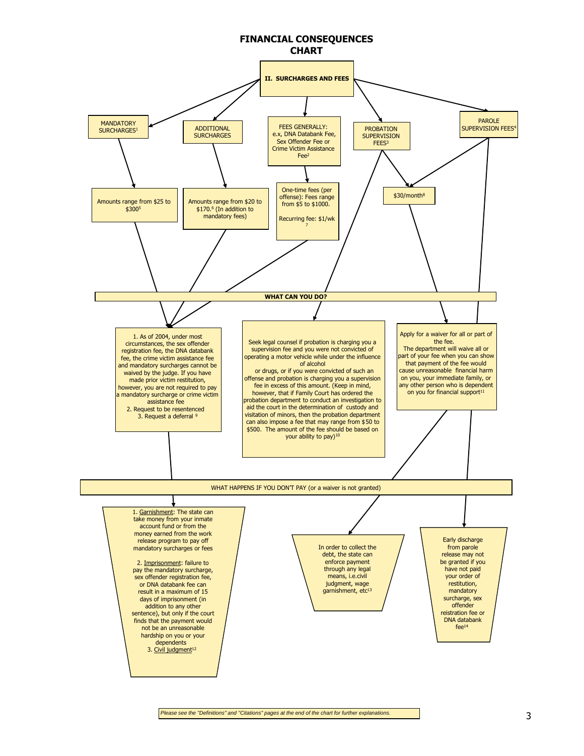# FINANCIAL CONSEQUENCES CHART

## II. SURCHARGES AND FEES

### MANDATORY SURCHARGES[1]

Amounts range from $25 to $300[5]

### ADDITIONAL SURCHARGES

Amounts range from $20 to $170.[6] (In addition to mandatory fees)

### FEES GENERALLY: e.x, DNA Databank Fee, Sex Offender Fee or Crime Victim Assistance Fee[2]

One-time fees (per offense): Fees range from $5 to $1000.

Recurring fee: $1/wk[7]

### PROBATION SUPERVISION FEES[3]

### PAROLE SUPERVISION FEES[4]

$30/month[8]

## WHAT CAN YOU DO?

**(Mandatory surcharges, additional surcharges, fees generally):**

1. As of 2004, under most circumstances, the sex offender registration fee, the DNA databank fee, the crime victim assistance fee and mandatory surcharges cannot be waived by the judge. If you have made prior victim restitution, however, you are not required to pay a mandatory surcharge or crime victim assistance fee
2. Request to be resentenced
3. Request a deferral [9]

**(Probation supervision fees):**

Seek legal counsel if probation is charging you a supervision fee and you were not convicted of operating a motor vehicle while under the influence of alcohol or drugs, or if you were convicted of such an offense and probation is charging you a supervision fee in excess of this amount. (Keep in mind, however, that if Family Court has ordered the probation department to conduct an investigation to aid the court in the determination of custody and visitation of minors, then the probation department can also impose a fee that may range from $50 to $500. The amount of the fee should be based on your ability to pay)[10]

**($30/month supervision fee):**

Apply for a waiver for all or part of the fee.
The department will waive all or part of your fee when you can show that payment of the fee would cause unreasonable financial harm on you, your immediate family, or any other person who is dependent on you for financial support[11]

## WHAT HAPPENS IF YOU DON'T PAY (or a waiver is not granted)

1. Garnishment: The state can take money from your inmate account fund or from the money earned from the work release program to pay off mandatory surcharges or fees
2. Imprisonment: failure to pay the mandatory surcharge, sex offender registration fee, or DNA databank fee can result in a maximum of 15 days of imprisonment (in addition to any other sentence), but only if the court finds that the payment would not be an unreasonable hardship on you or your dependents
3. Civil judgment[12]

In order to collect the debt, the state can enforce payment through any legal means, i.e.civil judgment, wage garnishment, etc[13]

Early discharge from parole release may not be granted if you have not paid your order of restitution, mandatory surcharge, sex offender reistration fee or DNA databank fee[14]

*Please see the "Definitions" and "Citations" pages at the end of the chart for further explanations.*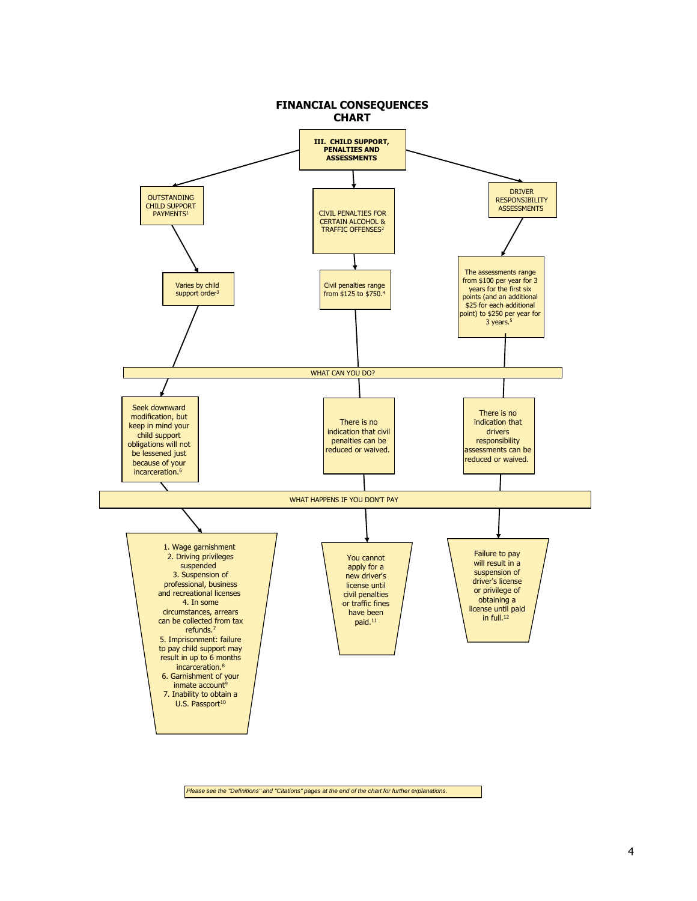# FINANCIAL CONSEQUENCES CHART

## III. CHILD SUPPORT, PENALTIES AND ASSESSMENTS

### OUTSTANDING CHILD SUPPORT PAYMENTS[1]

Varies by child support order[3]

**WHAT CAN YOU DO?**

Seek downward modification, but keep in mind your child support obligations will not be lessened just because of your incarceration.[6]

**WHAT HAPPENS IF YOU DON'T PAY**

1. Wage garnishment
2. Driving privileges suspended
3. Suspension of professional, business and recreational licenses
4. In some circumstances, arrears can be collected from tax refunds.[7]
5. Imprisonment: failure to pay child support may result in up to 6 months incarceration.[8]
6. Garnishment of your inmate account[9]
7. Inability to obtain a U.S. Passport[10]

### CIVIL PENALTIES FOR CERTAIN ALCOHOL & TRAFFIC OFFENSES[2]

Civil penalties range from $125 to $750.[4]

**WHAT CAN YOU DO?**

There is no indication that civil penalties can be reduced or waived.

**WHAT HAPPENS IF YOU DON'T PAY**

You cannot apply for a new driver's license until civil penalties or traffic fines have been paid.[11]

### DRIVER RESPONSIBILITY ASSESSMENTS

The assessments range from $100 per year for 3 years for the first six points (and an additional $25 for each additional point) to $250 per year for 3 years.[5]

**WHAT CAN YOU DO?**

There is no indication that drivers responsibility assessments can be reduced or waived.

**WHAT HAPPENS IF YOU DON'T PAY**

Failure to pay will result in a suspension of driver's license or privilege of obtaining a license until paid in full.[12]

*Please see the "Definitions" and "Citations" pages at the end of the chart for further explanations.*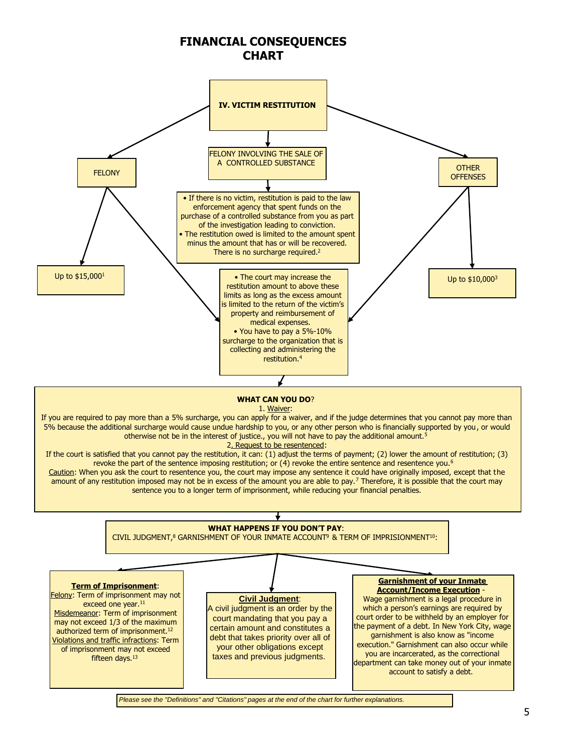# FINANCIAL CONSEQUENCES CHART

## IV. VICTIM RESTITUTION

### FELONY

Up to $15,000[1]

### FELONY INVOLVING THE SALE OF A CONTROLLED SUBSTANCE

- If there is no victim, restitution is paid to the law enforcement agency that spent funds on the purchase of a controlled substance from you as part of the investigation leading to conviction.
- The restitution owed is limited to the amount spent minus the amount that has or will be recovered. There is no surcharge required.[2]

### OTHER OFFENSES

Up to $10,000[3]

### Felony and Other Offenses

- The court may increase the restitution amount to above these limits as long as the excess amount is limited to the return of the victim's property and reimbursement of medical expenses.
- You have to pay a 5%-10% surcharge to the organization that is collecting and administering the restitution.[4]

### WHAT CAN YOU DO?

1. Waiver:

If you are required to pay more than a 5% surcharge, you can apply for a waiver, and if the judge determines that you cannot pay more than 5% because the additional surcharge would cause undue hardship to you, or any other person who is financially supported by you, or would otherwise not be in the interest of justice., you will not have to pay the additional amount.[5]

2. Request to be resentenced:

If the court is satisfied that you cannot pay the restitution, it can: (1) adjust the terms of payment; (2) lower the amount of restitution; (3) revoke the part of the sentence imposing restitution; or (4) revoke the entire sentence and resentence you.[6]

Caution: When you ask the court to resentence you, the court may impose any sentence it could have originally imposed, except that the amount of any restitution imposed may not be in excess of the amount you are able to pay.[7] Therefore, it is possible that the court may sentence you to a longer term of imprisonment, while reducing your financial penalties.

### WHAT HAPPENS IF YOU DON'T PAY:

CIVIL JUDGMENT,[8] GARNISHMENT OF YOUR INMATE ACCOUNT[9] & TERM OF IMPRISIONMENT[10]:

**Term of Imprisonment**:

Felony: Term of imprisonment may not exceed one year.[11]

Misdemeanor: Term of imprisonment may not exceed 1/3 of the maximum authorized term of imprisonment.[12]

Violations and traffic infractions: Term of imprisonment may not exceed fifteen days.[13]

**Civil Judgment**:

A civil judgment is an order by the court mandating that you pay a certain amount and constitutes a debt that takes priority over all of your other obligations except taxes and previous judgments.

**Garnishment of your Inmate Account/Income Execution** -

Wage garnishment is a legal procedure in which a person's earnings are required by court order to be withheld by an employer for the payment of a debt. In New York City, wage garnishment is also know as "income execution." Garnishment can also occur while you are incarcerated, as the correctional department can take money out of your inmate account to satisfy a debt.

*Please see the "Definitions" and "Citations" pages at the end of the chart for further explanations.*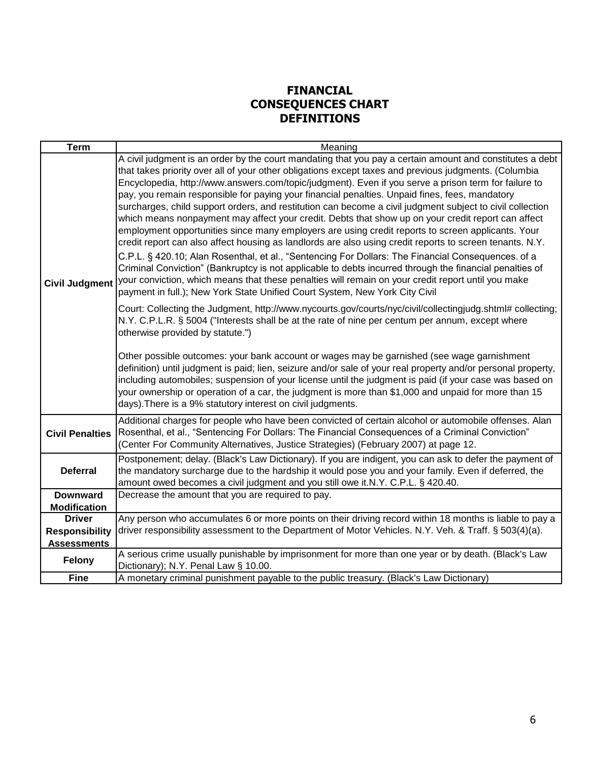# FINANCIAL CONSEQUENCES CHART DEFINITIONS

| Term | Meaning |
| --- | --- |
| **Civil Judgment** | A civil judgment is an order by the court mandating that you pay a certain amount and constitutes a debt that takes priority over all of your other obligations except taxes and previous judgments. (Columbia Encyclopedia, http://www.answers.com/topic/judgment). Even if you serve a prison term for failure to pay, you remain responsible for paying your financial penalties. Unpaid fines, fees, mandatory surcharges, child support orders, and restitution can become a civil judgment subject to civil collection which means nonpayment may affect your credit. Debts that show up on your credit report can affect employment opportunities since many employers are using credit reports to screen applicants. Your credit report can also affect housing as landlords are also using credit reports to screen tenants. N.Y. C.P.L. § 420.10; Alan Rosenthal, et al., "Sentencing For Dollars: The Financial Consequences. of a Criminal Conviction" (Bankruptcy is not applicable to debts incurred through the financial penalties of your conviction, which means that these penalties will remain on your credit report until you make payment in full.); New York State Unified Court System, New York City Civil Court: Collecting the Judgment, http://www.nycourts.gov/courts/nyc/civil/collectingjudg.shtml# collecting; N.Y. C.P.L.R. § 5004 ("Interests shall be at the rate of nine per centum per annum, except where otherwise provided by statute.")<br><br>Other possible outcomes: your bank account or wages may be garnished (see wage garnishment definition) until judgment is paid; lien, seizure and/or sale of your real property and/or personal property, including automobiles; suspension of your license until the judgment is paid (if your case was based on your ownership or operation of a car, the judgment is more than $1,000 and unpaid for more than 15 days).There is a 9% statutory interest on civil judgments. |
| **Civil Penalties** | Additional charges for people who have been convicted of certain alcohol or automobile offenses. Alan Rosenthal, et al., "Sentencing For Dollars: The Financial Consequences of a Criminal Conviction" (Center For Community Alternatives, Justice Strategies) (February 2007) at page 12. |
| **Deferral** | Postponement; delay. (Black's Law Dictionary). If you are indigent, you can ask to defer the payment of the mandatory surcharge due to the hardship it would pose you and your family. Even if deferred, the amount owed becomes a civil judgment and you still owe it.N.Y. C.P.L. § 420.40. |
| **Downward Modification** | Decrease the amount that you are required to pay. |
| **Driver Responsibility Assessments** | Any person who accumulates 6 or more points on their driving record within 18 months is liable to pay a driver responsibility assessment to the Department of Motor Vehicles. N.Y. Veh. & Traff. § 503(4)(a). |
| **Felony** | A serious crime usually punishable by imprisonment for more than one year or by death. (Black's Law Dictionary); N.Y. Penal Law § 10.00. |
| **Fine** | A monetary criminal punishment payable to the public treasury. (Black's Law Dictionary) |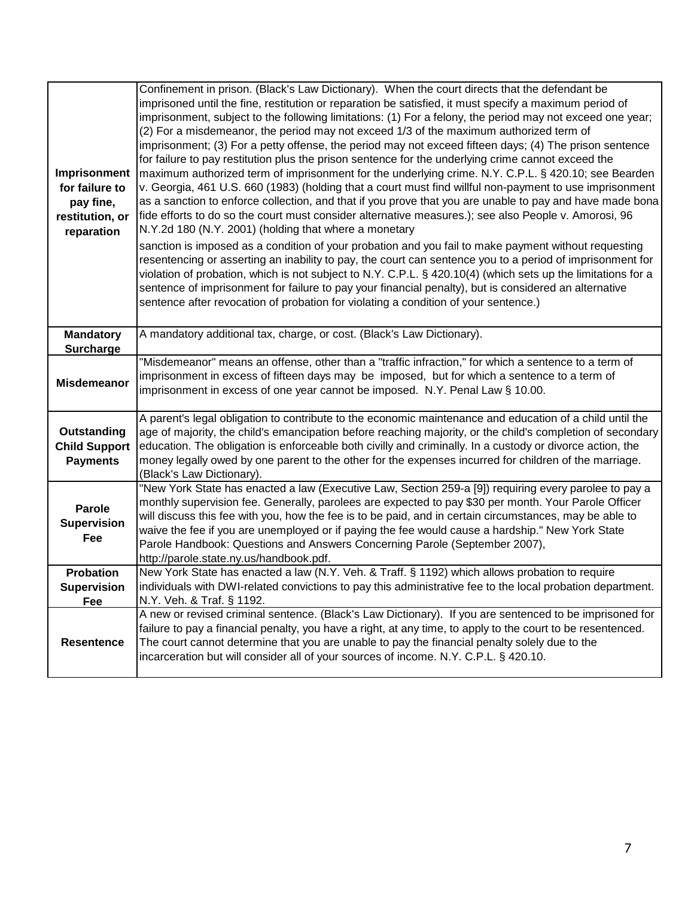| | |
|---|---|
| **Imprisonment for failure to pay fine, restitution, or reparation** | Confinement in prison. (Black's Law Dictionary). When the court directs that the defendant be imprisoned until the fine, restitution or reparation be satisfied, it must specify a maximum period of imprisonment, subject to the following limitations: (1) For a felony, the period may not exceed one year; (2) For a misdemeanor, the period may not exceed 1/3 of the maximum authorized term of imprisonment; (3) For a petty offense, the period may not exceed fifteen days; (4) The prison sentence for failure to pay restitution plus the prison sentence for the underlying crime cannot exceed the maximum authorized term of imprisonment for the underlying crime. N.Y. C.P.L. § 420.10; see Bearden v. Georgia, 461 U.S. 660 (1983) (holding that a court must find willful non-payment to use imprisonment as a sanction to enforce collection, and that if you prove that you are unable to pay and have made bona fide efforts to do so the court must consider alternative measures.); see also People v. Amorosi, 96 N.Y.2d 180 (N.Y. 2001) (holding that where a monetary sanction is imposed as a condition of your probation and you fail to make payment without requesting resentencing or asserting an inability to pay, the court can sentence you to a period of imprisonment for violation of probation, which is not subject to N.Y. C.P.L. § 420.10(4) (which sets up the limitations for a sentence of imprisonment for failure to pay your financial penalty), but is considered an alternative sentence after revocation of probation for violating a condition of your sentence.) |
| **Mandatory Surcharge** | A mandatory additional tax, charge, or cost. (Black's Law Dictionary). |
| **Misdemeanor** | "Misdemeanor" means an offense, other than a "traffic infraction," for which a sentence to a term of imprisonment in excess of fifteen days may be imposed, but for which a sentence to a term of imprisonment in excess of one year cannot be imposed. N.Y. Penal Law § 10.00. |
| **Outstanding Child Support Payments** | A parent's legal obligation to contribute to the economic maintenance and education of a child until the age of majority, the child's emancipation before reaching majority, or the child's completion of secondary education. The obligation is enforceable both civilly and criminally. In a custody or divorce action, the money legally owed by one parent to the other for the expenses incurred for children of the marriage. (Black's Law Dictionary). |
| **Parole Supervision Fee** | "New York State has enacted a law (Executive Law, Section 259-a [9]) requiring every parolee to pay a monthly supervision fee. Generally, parolees are expected to pay $30 per month. Your Parole Officer will discuss this fee with you, how the fee is to be paid, and in certain circumstances, may be able to waive the fee if you are unemployed or if paying the fee would cause a hardship." New York State Parole Handbook: Questions and Answers Concerning Parole (September 2007), http://parole.state.ny.us/handbook.pdf. |
| **Probation Supervision Fee** | New York State has enacted a law (N.Y. Veh. & Traff. § 1192) which allows probation to require individuals with DWI-related convictions to pay this administrative fee to the local probation department. N.Y. Veh. & Traf. § 1192. |
| **Resentence** | A new or revised criminal sentence. (Black's Law Dictionary). If you are sentenced to be imprisoned for failure to pay a financial penalty, you have a right, at any time, to apply to the court to be resentenced. The court cannot determine that you are unable to pay the financial penalty solely due to the incarceration but will consider all of your sources of income. N.Y. C.P.L. § 420.10. |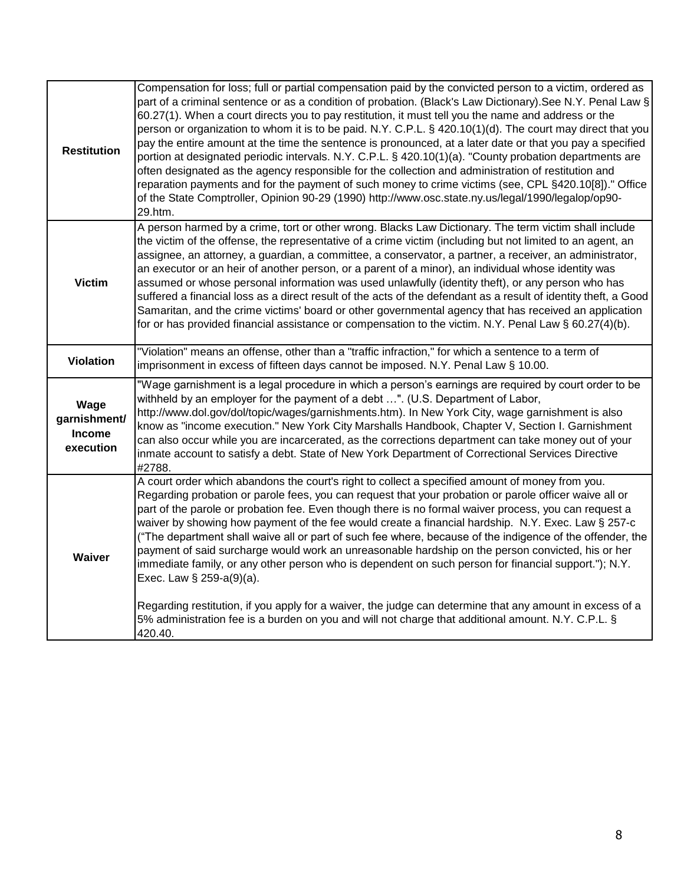| | |
|---|---|
| **Restitution** | Compensation for loss; full or partial compensation paid by the convicted person to a victim, ordered as part of a criminal sentence or as a condition of probation. (Black's Law Dictionary).See N.Y. Penal Law § 60.27(1). When a court directs you to pay restitution, it must tell you the name and address or the person or organization to whom it is to be paid. N.Y. C.P.L. § 420.10(1)(d). The court may direct that you pay the entire amount at the time the sentence is pronounced, at a later date or that you pay a specified portion at designated periodic intervals. N.Y. C.P.L. § 420.10(1)(a). "County probation departments are often designated as the agency responsible for the collection and administration of restitution and reparation payments and for the payment of such money to crime victims (see, CPL §420.10[8])." Office of the State Comptroller, Opinion 90-29 (1990) http://www.osc.state.ny.us/legal/1990/legalop/op90-29.htm. |
| **Victim** | A person harmed by a crime, tort or other wrong. Blacks Law Dictionary. The term victim shall include the victim of the offense, the representative of a crime victim (including but not limited to an agent, an assignee, an attorney, a guardian, a committee, a conservator, a partner, a receiver, an administrator, an executor or an heir of another person, or a parent of a minor), an individual whose identity was assumed or whose personal information was used unlawfully (identity theft), or any person who has suffered a financial loss as a direct result of the acts of the defendant as a result of identity theft, a Good Samaritan, and the crime victims' board or other governmental agency that has received an application for or has provided financial assistance or compensation to the victim. N.Y. Penal Law § 60.27(4)(b). |
| **Violation** | "Violation" means an offense, other than a "traffic infraction," for which a sentence to a term of imprisonment in excess of fifteen days cannot be imposed. N.Y. Penal Law § 10.00. |
| **Wage garnishment/ Income execution** | "Wage garnishment is a legal procedure in which a person's earnings are required by court order to be withheld by an employer for the payment of a debt …". (U.S. Department of Labor, http://www.dol.gov/dol/topic/wages/garnishments.htm). In New York City, wage garnishment is also know as "income execution." New York City Marshalls Handbook, Chapter V, Section I. Garnishment can also occur while you are incarcerated, as the corrections department can take money out of your inmate account to satisfy a debt. State of New York Department of Correctional Services Directive #2788. |
| **Waiver** | A court order which abandons the court's right to collect a specified amount of money from you. Regarding probation or parole fees, you can request that your probation or parole officer waive all or part of the parole or probation fee. Even though there is no formal waiver process, you can request a waiver by showing how payment of the fee would create a financial hardship. N.Y. Exec. Law § 257-c ("The department shall waive all or part of such fee where, because of the indigence of the offender, the payment of said surcharge would work an unreasonable hardship on the person convicted, his or her immediate family, or any other person who is dependent on such person for financial support."); N.Y. Exec. Law § 259-a(9)(a).<br><br>Regarding restitution, if you apply for a waiver, the judge can determine that any amount in excess of a 5% administration fee is a burden on you and will not charge that additional amount. N.Y. C.P.L. § 420.40. |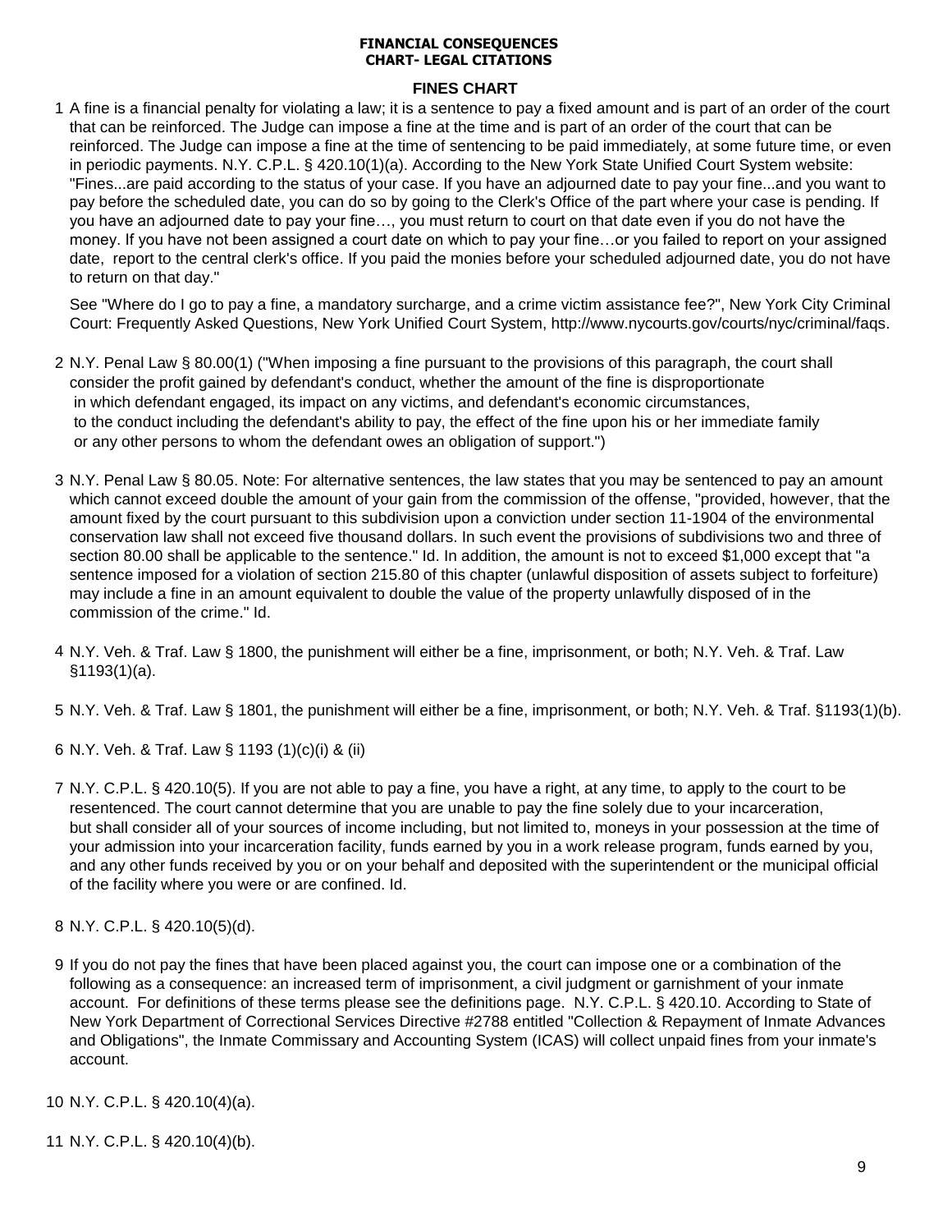**FINANCIAL CONSEQUENCES**
**CHART- LEGAL CITATIONS**

## FINES CHART

1 A fine is a financial penalty for violating a law; it is a sentence to pay a fixed amount and is part of an order of the court that can be reinforced. The Judge can impose a fine at the time and is part of an order of the court that can be reinforced. The Judge can impose a fine at the time of sentencing to be paid immediately, at some future time, or even in periodic payments. N.Y. C.P.L. § 420.10(1)(a). According to the New York State Unified Court System website: "Fines...are paid according to the status of your case. If you have an adjourned date to pay your fine...and you want to pay before the scheduled date, you can do so by going to the Clerk's Office of the part where your case is pending. If you have an adjourned date to pay your fine…, you must return to court on that date even if you do not have the money. If you have not been assigned a court date on which to pay your fine…or you failed to report on your assigned date, report to the central clerk's office. If you paid the monies before your scheduled adjourned date, you do not have to return on that day."

See "Where do I go to pay a fine, a mandatory surcharge, and a crime victim assistance fee?", New York City Criminal Court: Frequently Asked Questions, New York Unified Court System, http://www.nycourts.gov/courts/nyc/criminal/faqs.

2 N.Y. Penal Law § 80.00(1) ("When imposing a fine pursuant to the provisions of this paragraph, the court shall consider the profit gained by defendant's conduct, whether the amount of the fine is disproportionate in which defendant engaged, its impact on any victims, and defendant's economic circumstances, to the conduct including the defendant's ability to pay, the effect of the fine upon his or her immediate family or any other persons to whom the defendant owes an obligation of support.")

3 N.Y. Penal Law § 80.05. Note: For alternative sentences, the law states that you may be sentenced to pay an amount which cannot exceed double the amount of your gain from the commission of the offense, "provided, however, that the amount fixed by the court pursuant to this subdivision upon a conviction under section 11-1904 of the environmental conservation law shall not exceed five thousand dollars. In such event the provisions of subdivisions two and three of section 80.00 shall be applicable to the sentence." Id. In addition, the amount is not to exceed $1,000 except that "a sentence imposed for a violation of section 215.80 of this chapter (unlawful disposition of assets subject to forfeiture) may include a fine in an amount equivalent to double the value of the property unlawfully disposed of in the commission of the crime." Id.

4 N.Y. Veh. & Traf. Law § 1800, the punishment will either be a fine, imprisonment, or both; N.Y. Veh. & Traf. Law §1193(1)(a).

5 N.Y. Veh. & Traf. Law § 1801, the punishment will either be a fine, imprisonment, or both; N.Y. Veh. & Traf. §1193(1)(b).

6 N.Y. Veh. & Traf. Law § 1193 (1)(c)(i) & (ii)

7 N.Y. C.P.L. § 420.10(5). If you are not able to pay a fine, you have a right, at any time, to apply to the court to be resentenced. The court cannot determine that you are unable to pay the fine solely due to your incarceration, but shall consider all of your sources of income including, but not limited to, moneys in your possession at the time of your admission into your incarceration facility, funds earned by you in a work release program, funds earned by you, and any other funds received by you or on your behalf and deposited with the superintendent or the municipal official of the facility where you were or are confined. Id.

8 N.Y. C.P.L. § 420.10(5)(d).

9 If you do not pay the fines that have been placed against you, the court can impose one or a combination of the following as a consequence: an increased term of imprisonment, a civil judgment or garnishment of your inmate account. For definitions of these terms please see the definitions page. N.Y. C.P.L. § 420.10. According to State of New York Department of Correctional Services Directive #2788 entitled "Collection & Repayment of Inmate Advances and Obligations", the Inmate Commissary and Accounting System (ICAS) will collect unpaid fines from your inmate's account.

10 N.Y. C.P.L. § 420.10(4)(a).

11 N.Y. C.P.L. § 420.10(4)(b).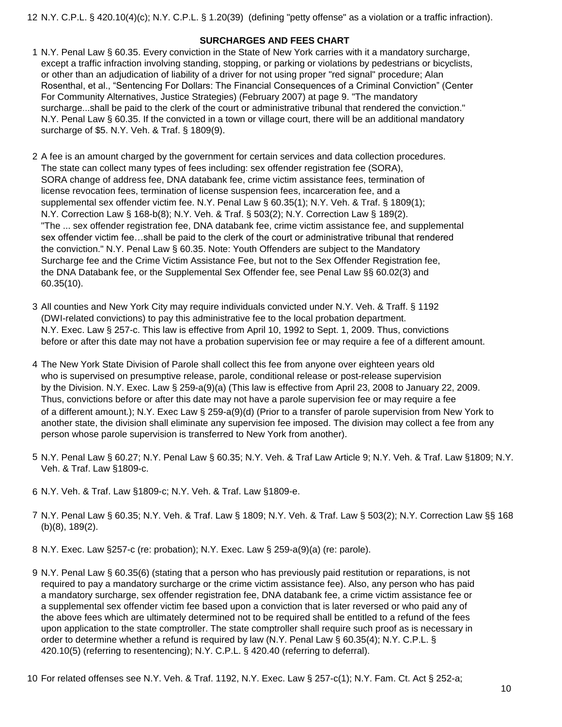12 N.Y. C.P.L. § 420.10(4)(c); N.Y. C.P.L. § 1.20(39) (defining "petty offense" as a violation or a traffic infraction).

**SURCHARGES AND FEES CHART**

1 N.Y. Penal Law § 60.35. Every conviction in the State of New York carries with it a mandatory surcharge, except a traffic infraction involving standing, stopping, or parking or violations by pedestrians or bicyclists, or other than an adjudication of liability of a driver for not using proper "red signal" procedure; Alan Rosenthal, et al., "Sentencing For Dollars: The Financial Consequences of a Criminal Conviction" (Center For Community Alternatives, Justice Strategies) (February 2007) at page 9. "The mandatory surcharge...shall be paid to the clerk of the court or administrative tribunal that rendered the conviction." N.Y. Penal Law § 60.35. If the convicted in a town or village court, there will be an additional mandatory surcharge of $5. N.Y. Veh. & Traf. § 1809(9).

2 A fee is an amount charged by the government for certain services and data collection procedures. The state can collect many types of fees including: sex offender registration fee (SORA), SORA change of address fee, DNA databank fee, crime victim assistance fees, termination of license revocation fees, termination of license suspension fees, incarceration fee, and a supplemental sex offender victim fee. N.Y. Penal Law § 60.35(1); N.Y. Veh. & Traf. § 1809(1); N.Y. Correction Law § 168-b(8); N.Y. Veh. & Traf. § 503(2); N.Y. Correction Law § 189(2). "The ... sex offender registration fee, DNA databank fee, crime victim assistance fee, and supplemental sex offender victim fee…shall be paid to the clerk of the court or administrative tribunal that rendered the conviction." N.Y. Penal Law § 60.35. Note: Youth Offenders are subject to the Mandatory Surcharge fee and the Crime Victim Assistance Fee, but not to the Sex Offender Registration fee, the DNA Databank fee, or the Supplemental Sex Offender fee, see Penal Law §§ 60.02(3) and 60.35(10).

3 All counties and New York City may require individuals convicted under N.Y. Veh. & Traff. § 1192 (DWI-related convictions) to pay this administrative fee to the local probation department. N.Y. Exec. Law § 257-c. This law is effective from April 10, 1992 to Sept. 1, 2009. Thus, convictions before or after this date may not have a probation supervision fee or may require a fee of a different amount.

4 The New York State Division of Parole shall collect this fee from anyone over eighteen years old who is supervised on presumptive release, parole, conditional release or post-release supervision by the Division. N.Y. Exec. Law § 259-a(9)(a) (This law is effective from April 23, 2008 to January 22, 2009. Thus, convictions before or after this date may not have a parole supervision fee or may require a fee of a different amount.); N.Y. Exec Law § 259-a(9)(d) (Prior to a transfer of parole supervision from New York to another state, the division shall eliminate any supervision fee imposed. The division may collect a fee from any person whose parole supervision is transferred to New York from another).

5 N.Y. Penal Law § 60.27; N.Y. Penal Law § 60.35; N.Y. Veh. & Traf Law Article 9; N.Y. Veh. & Traf. Law §1809; N.Y. Veh. & Traf. Law §1809-c.

6 N.Y. Veh. & Traf. Law §1809-c; N.Y. Veh. & Traf. Law §1809-e.

7 N.Y. Penal Law § 60.35; N.Y. Veh. & Traf. Law § 1809; N.Y. Veh. & Traf. Law § 503(2); N.Y. Correction Law §§ 168 (b)(8), 189(2).

8 N.Y. Exec. Law §257-c (re: probation); N.Y. Exec. Law § 259-a(9)(a) (re: parole).

9 N.Y. Penal Law § 60.35(6) (stating that a person who has previously paid restitution or reparations, is not required to pay a mandatory surcharge or the crime victim assistance fee). Also, any person who has paid a mandatory surcharge, sex offender registration fee, DNA databank fee, a crime victim assistance fee or a supplemental sex offender victim fee based upon a conviction that is later reversed or who paid any of the above fees which are ultimately determined not to be required shall be entitled to a refund of the fees upon application to the state comptroller. The state comptroller shall require such proof as is necessary in order to determine whether a refund is required by law (N.Y. Penal Law § 60.35(4); N.Y. C.P.L. § 420.10(5) (referring to resentencing); N.Y. C.P.L. § 420.40 (referring to deferral).

10 For related offenses see N.Y. Veh. & Traf. 1192, N.Y. Exec. Law § 257-c(1); N.Y. Fam. Ct. Act § 252-a;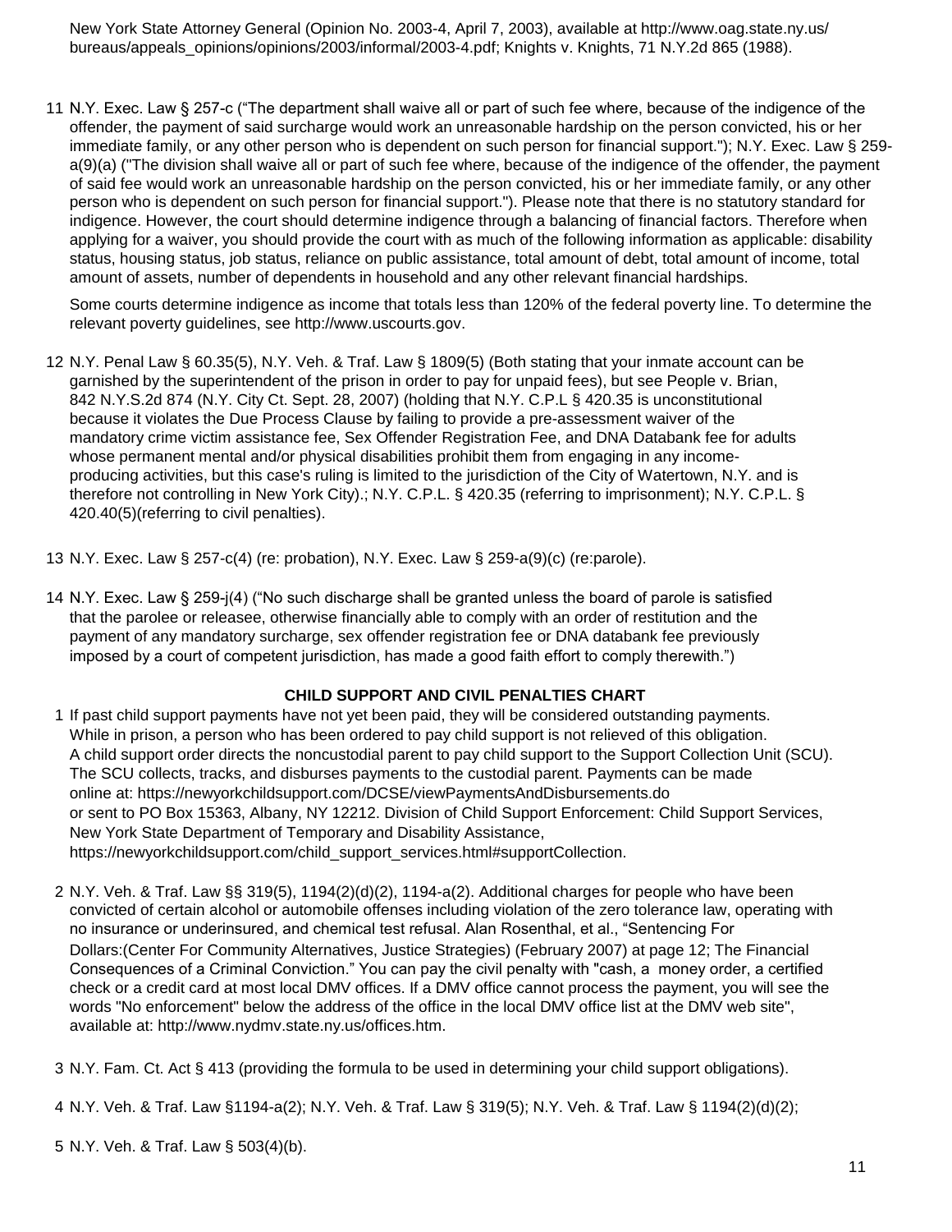New York State Attorney General (Opinion No. 2003-4, April 7, 2003), available at http://www.oag.state.ny.us/bureaus/appeals_opinions/opinions/2003/informal/2003-4.pdf; Knights v. Knights, 71 N.Y.2d 865 (1988).

11 N.Y. Exec. Law § 257-c ("The department shall waive all or part of such fee where, because of the indigence of the offender, the payment of said surcharge would work an unreasonable hardship on the person convicted, his or her immediate family, or any other person who is dependent on such person for financial support."); N.Y. Exec. Law § 259-a(9)(a) ("The division shall waive all or part of such fee where, because of the indigence of the offender, the payment of said fee would work an unreasonable hardship on the person convicted, his or her immediate family, or any other person who is dependent on such person for financial support."). Please note that there is no statutory standard for indigence. However, the court should determine indigence through a balancing of financial factors. Therefore when applying for a waiver, you should provide the court with as much of the following information as applicable: disability status, housing status, job status, reliance on public assistance, total amount of debt, total amount of income, total amount of assets, number of dependents in household and any other relevant financial hardships.

Some courts determine indigence as income that totals less than 120% of the federal poverty line. To determine the relevant poverty guidelines, see http://www.uscourts.gov.

12 N.Y. Penal Law § 60.35(5), N.Y. Veh. & Traf. Law § 1809(5) (Both stating that your inmate account can be garnished by the superintendent of the prison in order to pay for unpaid fees), but see People v. Brian, 842 N.Y.S.2d 874 (N.Y. City Ct. Sept. 28, 2007) (holding that N.Y. C.P.L § 420.35 is unconstitutional because it violates the Due Process Clause by failing to provide a pre-assessment waiver of the mandatory crime victim assistance fee, Sex Offender Registration Fee, and DNA Databank fee for adults whose permanent mental and/or physical disabilities prohibit them from engaging in any income-producing activities, but this case's ruling is limited to the jurisdiction of the City of Watertown, N.Y. and is therefore not controlling in New York City).; N.Y. C.P.L. § 420.35 (referring to imprisonment); N.Y. C.P.L. § 420.40(5)(referring to civil penalties).

13 N.Y. Exec. Law § 257-c(4) (re: probation), N.Y. Exec. Law § 259-a(9)(c) (re:parole).

14 N.Y. Exec. Law § 259-j(4) ("No such discharge shall be granted unless the board of parole is satisfied that the parolee or releasee, otherwise financially able to comply with an order of restitution and the payment of any mandatory surcharge, sex offender registration fee or DNA databank fee previously imposed by a court of competent jurisdiction, has made a good faith effort to comply therewith.")

**CHILD SUPPORT AND CIVIL PENALTIES CHART**

1 If past child support payments have not yet been paid, they will be considered outstanding payments. While in prison, a person who has been ordered to pay child support is not relieved of this obligation. A child support order directs the noncustodial parent to pay child support to the Support Collection Unit (SCU). The SCU collects, tracks, and disburses payments to the custodial parent. Payments can be made online at: https://newyorkchildsupport.com/DCSE/viewPaymentsAndDisbursements.do or sent to PO Box 15363, Albany, NY 12212. Division of Child Support Enforcement: Child Support Services, New York State Department of Temporary and Disability Assistance, https://newyorkchildsupport.com/child_support_services.html#supportCollection.

2 N.Y. Veh. & Traf. Law §§ 319(5), 1194(2)(d)(2), 1194-a(2). Additional charges for people who have been convicted of certain alcohol or automobile offenses including violation of the zero tolerance law, operating with no insurance or underinsured, and chemical test refusal. Alan Rosenthal, et al., "Sentencing For Dollars:(Center For Community Alternatives, Justice Strategies) (February 2007) at page 12; The Financial Consequences of a Criminal Conviction." You can pay the civil penalty with "cash, a money order, a certified check or a credit card at most local DMV offices. If a DMV office cannot process the payment, you will see the words "No enforcement" below the address of the office in the local DMV office list at the DMV web site", available at: http://www.nydmv.state.ny.us/offices.htm.

3 N.Y. Fam. Ct. Act § 413 (providing the formula to be used in determining your child support obligations).

4 N.Y. Veh. & Traf. Law §1194-a(2); N.Y. Veh. & Traf. Law § 319(5); N.Y. Veh. & Traf. Law § 1194(2)(d)(2);

5 N.Y. Veh. & Traf. Law § 503(4)(b).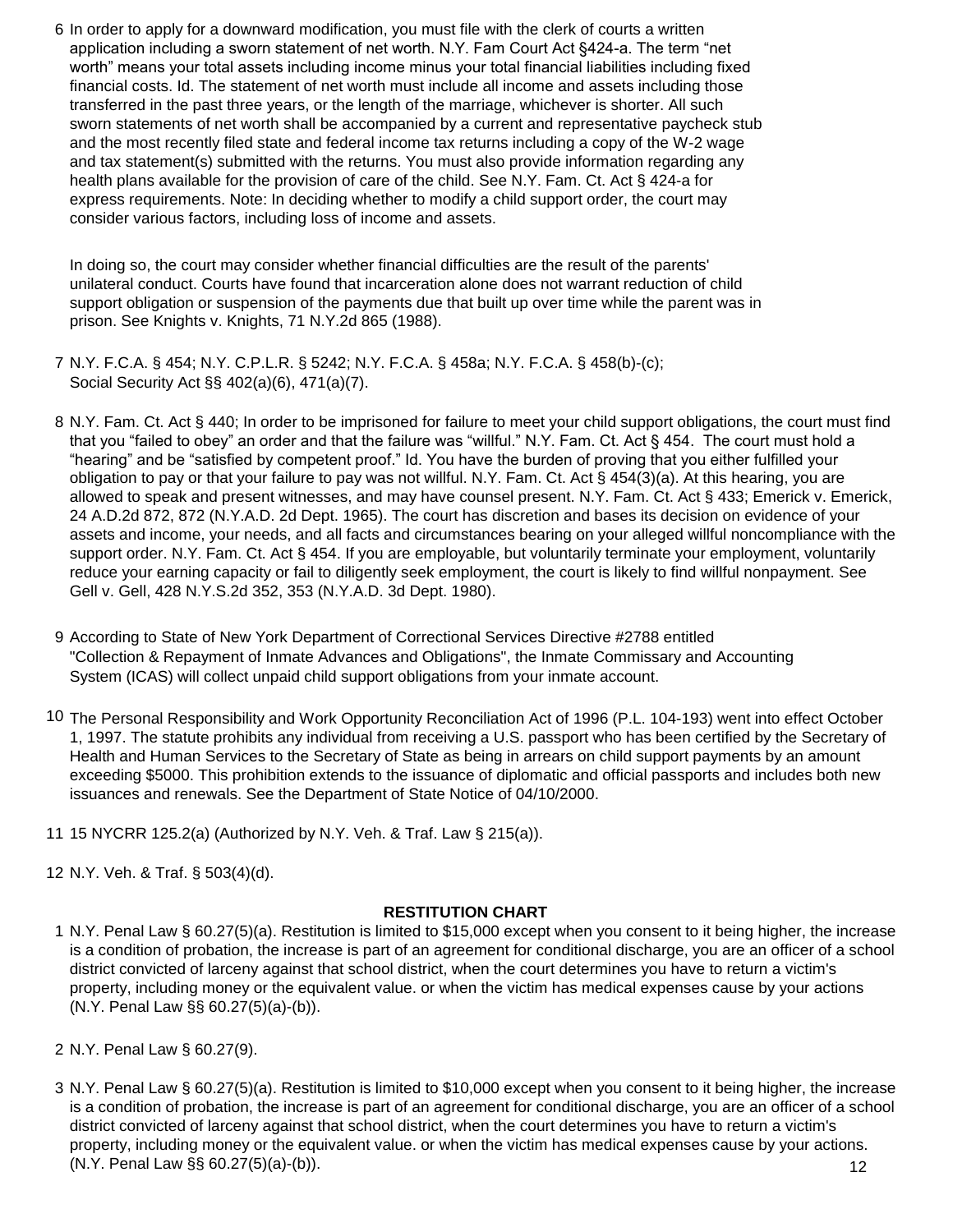6 In order to apply for a downward modification, you must file with the clerk of courts a written application including a sworn statement of net worth. N.Y. Fam Court Act §424-a. The term "net worth" means your total assets including income minus your total financial liabilities including fixed financial costs. Id. The statement of net worth must include all income and assets including those transferred in the past three years, or the length of the marriage, whichever is shorter. All such sworn statements of net worth shall be accompanied by a current and representative paycheck stub and the most recently filed state and federal income tax returns including a copy of the W-2 wage and tax statement(s) submitted with the returns. You must also provide information regarding any health plans available for the provision of care of the child. See N.Y. Fam. Ct. Act § 424-a for express requirements. Note: In deciding whether to modify a child support order, the court may consider various factors, including loss of income and assets.

In doing so, the court may consider whether financial difficulties are the result of the parents' unilateral conduct. Courts have found that incarceration alone does not warrant reduction of child support obligation or suspension of the payments due that built up over time while the parent was in prison. See Knights v. Knights, 71 N.Y.2d 865 (1988).

7 N.Y. F.C.A. § 454; N.Y. C.P.L.R. § 5242; N.Y. F.C.A. § 458a; N.Y. F.C.A. § 458(b)-(c); Social Security Act §§ 402(a)(6), 471(a)(7).

8 N.Y. Fam. Ct. Act § 440; In order to be imprisoned for failure to meet your child support obligations, the court must find that you "failed to obey" an order and that the failure was "willful." N.Y. Fam. Ct. Act § 454. The court must hold a "hearing" and be "satisfied by competent proof." Id. You have the burden of proving that you either fulfilled your obligation to pay or that your failure to pay was not willful. N.Y. Fam. Ct. Act § 454(3)(a). At this hearing, you are allowed to speak and present witnesses, and may have counsel present. N.Y. Fam. Ct. Act § 433; Emerick v. Emerick, 24 A.D.2d 872, 872 (N.Y.A.D. 2d Dept. 1965). The court has discretion and bases its decision on evidence of your assets and income, your needs, and all facts and circumstances bearing on your alleged willful noncompliance with the support order. N.Y. Fam. Ct. Act § 454. If you are employable, but voluntarily terminate your employment, voluntarily reduce your earning capacity or fail to diligently seek employment, the court is likely to find willful nonpayment. See Gell v. Gell, 428 N.Y.S.2d 352, 353 (N.Y.A.D. 3d Dept. 1980).

9 According to State of New York Department of Correctional Services Directive #2788 entitled "Collection & Repayment of Inmate Advances and Obligations", the Inmate Commissary and Accounting System (ICAS) will collect unpaid child support obligations from your inmate account.

10 The Personal Responsibility and Work Opportunity Reconciliation Act of 1996 (P.L. 104-193) went into effect October 1, 1997. The statute prohibits any individual from receiving a U.S. passport who has been certified by the Secretary of Health and Human Services to the Secretary of State as being in arrears on child support payments by an amount exceeding $5000. This prohibition extends to the issuance of diplomatic and official passports and includes both new issuances and renewals. See the Department of State Notice of 04/10/2000.

11 15 NYCRR 125.2(a) (Authorized by N.Y. Veh. & Traf. Law § 215(a)).

12 N.Y. Veh. & Traf. § 503(4)(d).

**RESTITUTION CHART**

1 N.Y. Penal Law § 60.27(5)(a). Restitution is limited to $15,000 except when you consent to it being higher, the increase is a condition of probation, the increase is part of an agreement for conditional discharge, you are an officer of a school district convicted of larceny against that school district, when the court determines you have to return a victim's property, including money or the equivalent value. or when the victim has medical expenses cause by your actions (N.Y. Penal Law §§ 60.27(5)(a)-(b)).

2 N.Y. Penal Law § 60.27(9).

3 N.Y. Penal Law § 60.27(5)(a). Restitution is limited to $10,000 except when you consent to it being higher, the increase is a condition of probation, the increase is part of an agreement for conditional discharge, you are an officer of a school district convicted of larceny against that school district, when the court determines you have to return a victim's property, including money or the equivalent value. or when the victim has medical expenses cause by your actions. (N.Y. Penal Law §§ 60.27(5)(a)-(b)).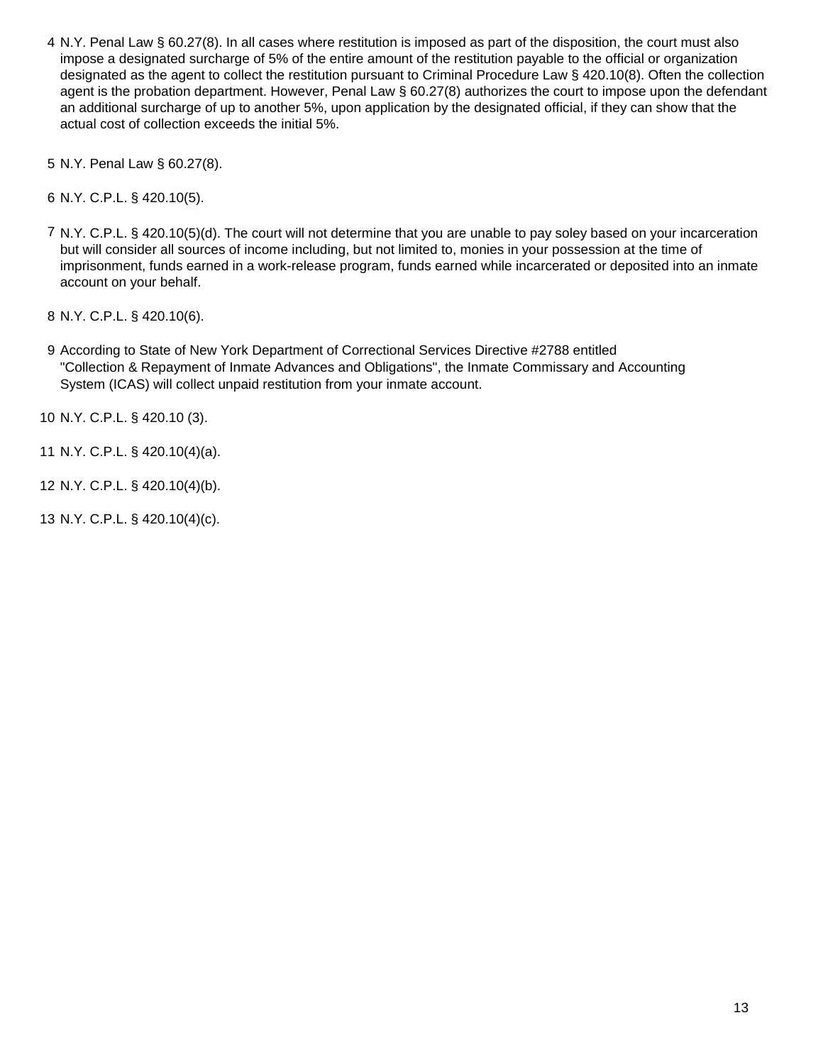4 N.Y. Penal Law § 60.27(8). In all cases where restitution is imposed as part of the disposition, the court must also impose a designated surcharge of 5% of the entire amount of the restitution payable to the official or organization designated as the agent to collect the restitution pursuant to Criminal Procedure Law § 420.10(8). Often the collection agent is the probation department. However, Penal Law § 60.27(8) authorizes the court to impose upon the defendant an additional surcharge of up to another 5%, upon application by the designated official, if they can show that the actual cost of collection exceeds the initial 5%.

5 N.Y. Penal Law § 60.27(8).

6 N.Y. C.P.L. § 420.10(5).

7 N.Y. C.P.L. § 420.10(5)(d). The court will not determine that you are unable to pay soley based on your incarceration but will consider all sources of income including, but not limited to, monies in your possession at the time of imprisonment, funds earned in a work-release program, funds earned while incarcerated or deposited into an inmate account on your behalf.

8 N.Y. C.P.L. § 420.10(6).

9 According to State of New York Department of Correctional Services Directive #2788 entitled "Collection & Repayment of Inmate Advances and Obligations", the Inmate Commissary and Accounting System (ICAS) will collect unpaid restitution from your inmate account.

10 N.Y. C.P.L. § 420.10 (3).

11 N.Y. C.P.L. § 420.10(4)(a).

12 N.Y. C.P.L. § 420.10(4)(b).

13 N.Y. C.P.L. § 420.10(4)(c).